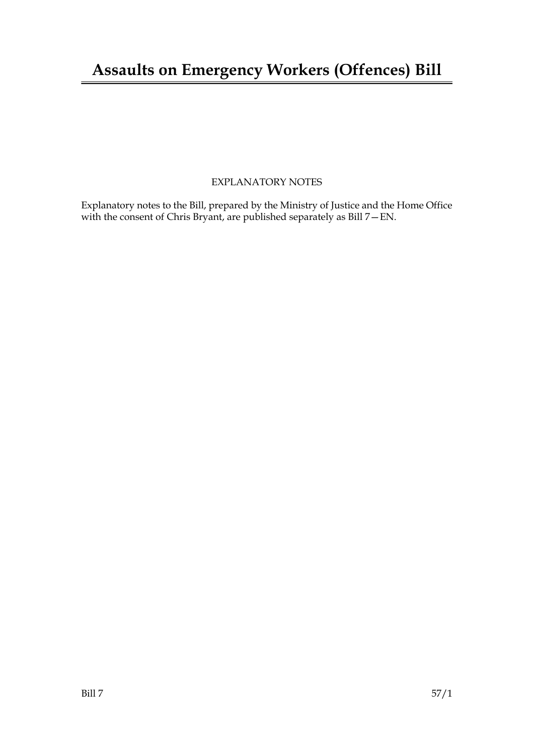# Assaults on Emergency Workers (Offences) Bill

EXPLANATORY NOTES

Explanatory notes to the Bill, prepared by the Ministry of Justice and the Home Office with the consent of Chris Bryant, are published separately as Bill 7—EN.

Bill 7 57/1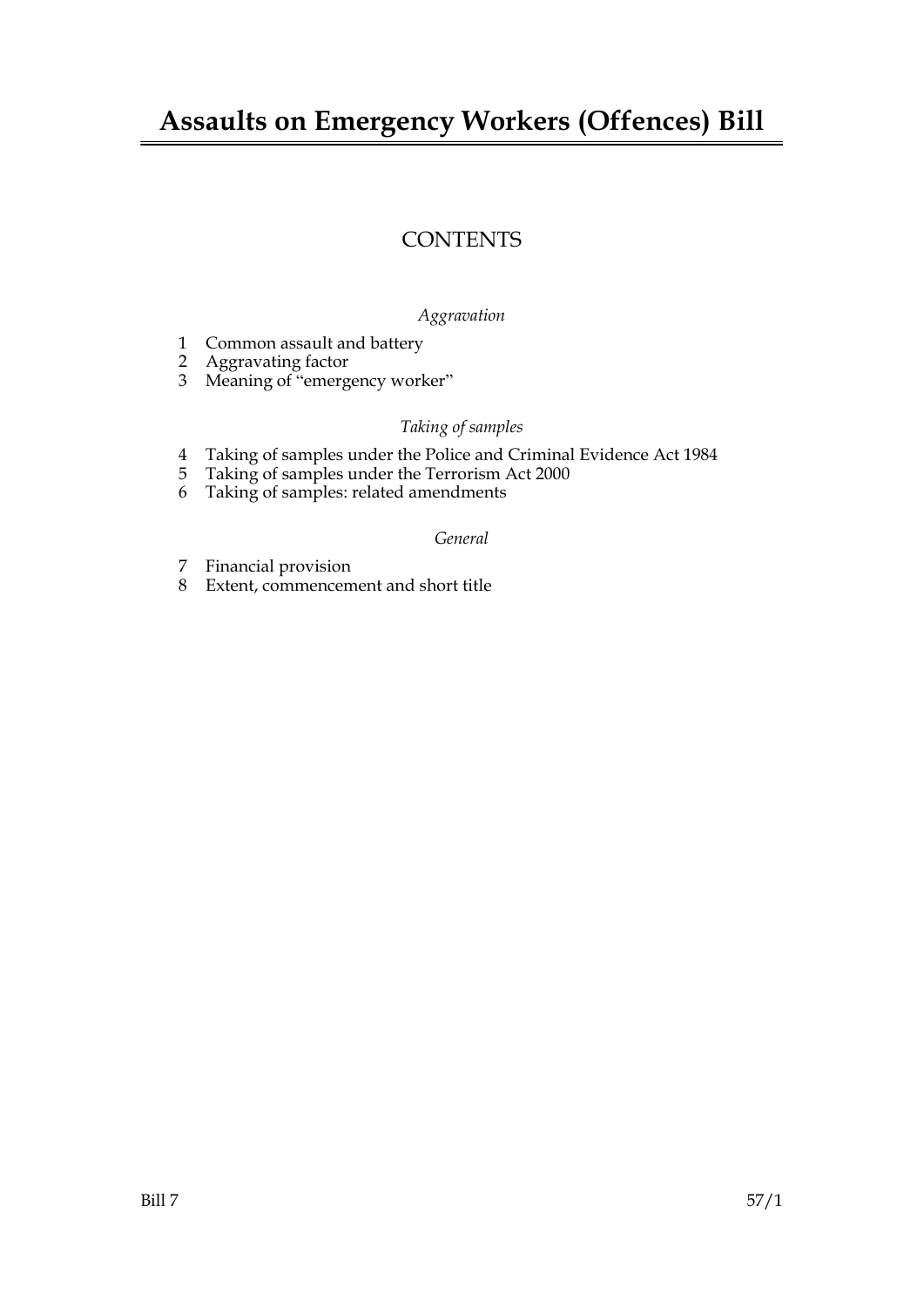# Assaults on Emergency Workers (Offences) Bill

## CONTENTS

*Aggravation*

1 Common assault and battery
2 Aggravating factor
3 Meaning of "emergency worker"

*Taking of samples*

4 Taking of samples under the Police and Criminal Evidence Act 1984
5 Taking of samples under the Terrorism Act 2000
6 Taking of samples: related amendments

*General*

7 Financial provision
8 Extent, commencement and short title

Bill 7 57/1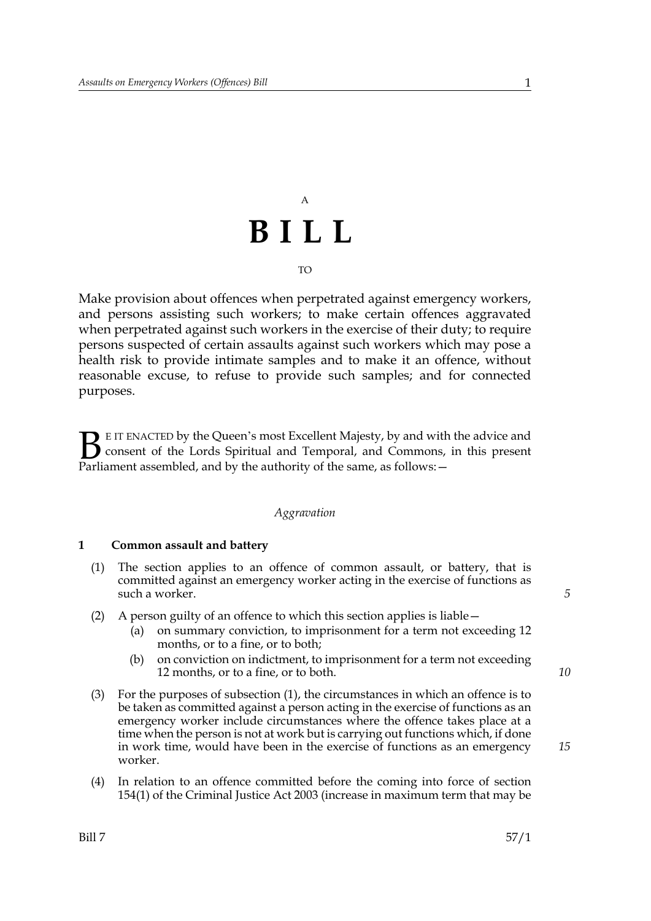A

# B I L L

TO

Make provision about offences when perpetrated against emergency workers, and persons assisting such workers; to make certain offences aggravated when perpetrated against such workers in the exercise of their duty; to require persons suspected of certain assaults against such workers which may pose a health risk to provide intimate samples and to make it an offence, without reasonable excuse, to refuse to provide such samples; and for connected purposes.

BE IT ENACTED by the Queen's most Excellent Majesty, by and with the advice and consent of the Lords Spiritual and Temporal, and Commons, in this present Parliament assembled, and by the authority of the same, as follows:—

*Aggravation*

**1 Common assault and battery**

(1) The section applies to an offence of common assault, or battery, that is committed against an emergency worker acting in the exercise of functions as such a worker.

(2) A person guilty of an offence to which this section applies is liable—

- (a) on summary conviction, to imprisonment for a term not exceeding 12 months, or to a fine, or to both;
- (b) on conviction on indictment, to imprisonment for a term not exceeding 12 months, or to a fine, or to both.

(3) For the purposes of subsection (1), the circumstances in which an offence is to be taken as committed against a person acting in the exercise of functions as an emergency worker include circumstances where the offence takes place at a time when the person is not at work but is carrying out functions which, if done in work time, would have been in the exercise of functions as an emergency worker.

(4) In relation to an offence committed before the coming into force of section 154(1) of the Criminal Justice Act 2003 (increase in maximum term that may be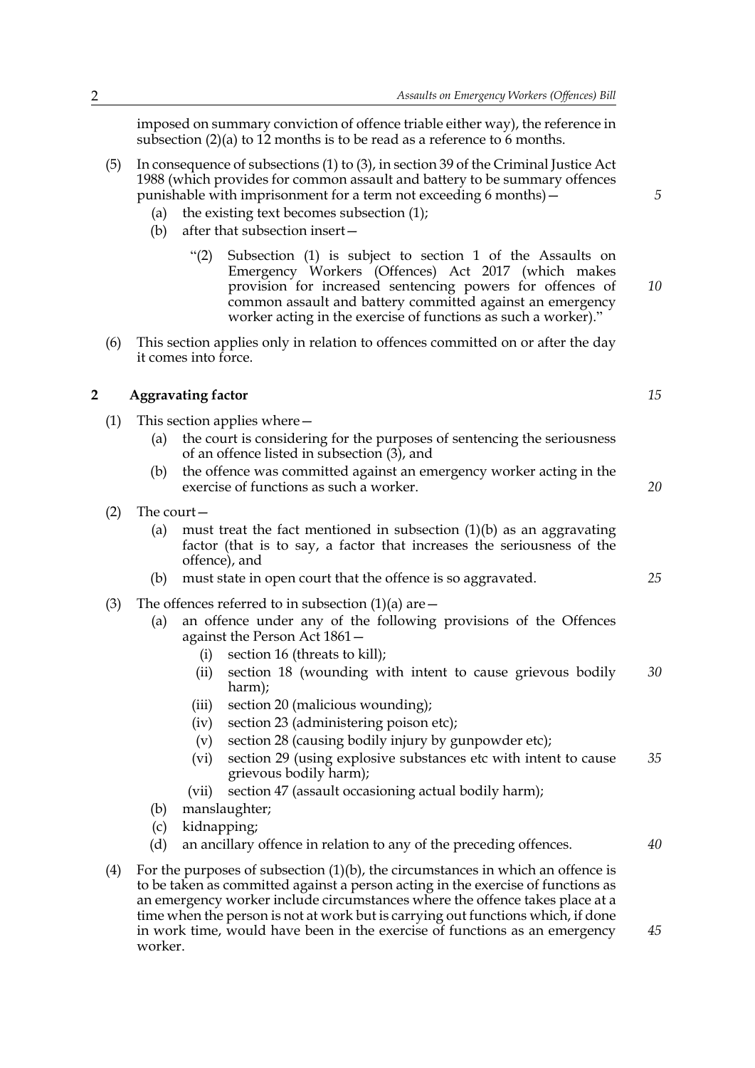imposed on summary conviction of offence triable either way), the reference in subsection (2)(a) to 12 months is to be read as a reference to 6 months.

(5) In consequence of subsections (1) to (3), in section 39 of the Criminal Justice Act 1988 (which provides for common assault and battery to be summary offences punishable with imprisonment for a term not exceeding 6 months)—

  (a) the existing text becomes subsection (1);

  (b) after that subsection insert—

    "(2) Subsection (1) is subject to section 1 of the Assaults on Emergency Workers (Offences) Act 2017 (which makes provision for increased sentencing powers for offences of common assault and battery committed against an emergency worker acting in the exercise of functions as such a worker)."

(6) This section applies only in relation to offences committed on or after the day it comes into force.

## 2 Aggravating factor

(1) This section applies where—

  (a) the court is considering for the purposes of sentencing the seriousness of an offence listed in subsection (3), and

  (b) the offence was committed against an emergency worker acting in the exercise of functions as such a worker.

(2) The court—

  (a) must treat the fact mentioned in subsection (1)(b) as an aggravating factor (that is to say, a factor that increases the seriousness of the offence), and

  (b) must state in open court that the offence is so aggravated.

(3) The offences referred to in subsection (1)(a) are—

  (a) an offence under any of the following provisions of the Offences against the Person Act 1861—

    (i) section 16 (threats to kill);

    (ii) section 18 (wounding with intent to cause grievous bodily harm);

    (iii) section 20 (malicious wounding);

    (iv) section 23 (administering poison etc);

    (v) section 28 (causing bodily injury by gunpowder etc);

    (vi) section 29 (using explosive substances etc with intent to cause grievous bodily harm);

    (vii) section 47 (assault occasioning actual bodily harm);

  (b) manslaughter;

  (c) kidnapping;

  (d) an ancillary offence in relation to any of the preceding offences.

(4) For the purposes of subsection (1)(b), the circumstances in which an offence is to be taken as committed against a person acting in the exercise of functions as an emergency worker include circumstances where the offence takes place at a time when the person is not at work but is carrying out functions which, if done in work time, would have been in the exercise of functions as an emergency worker.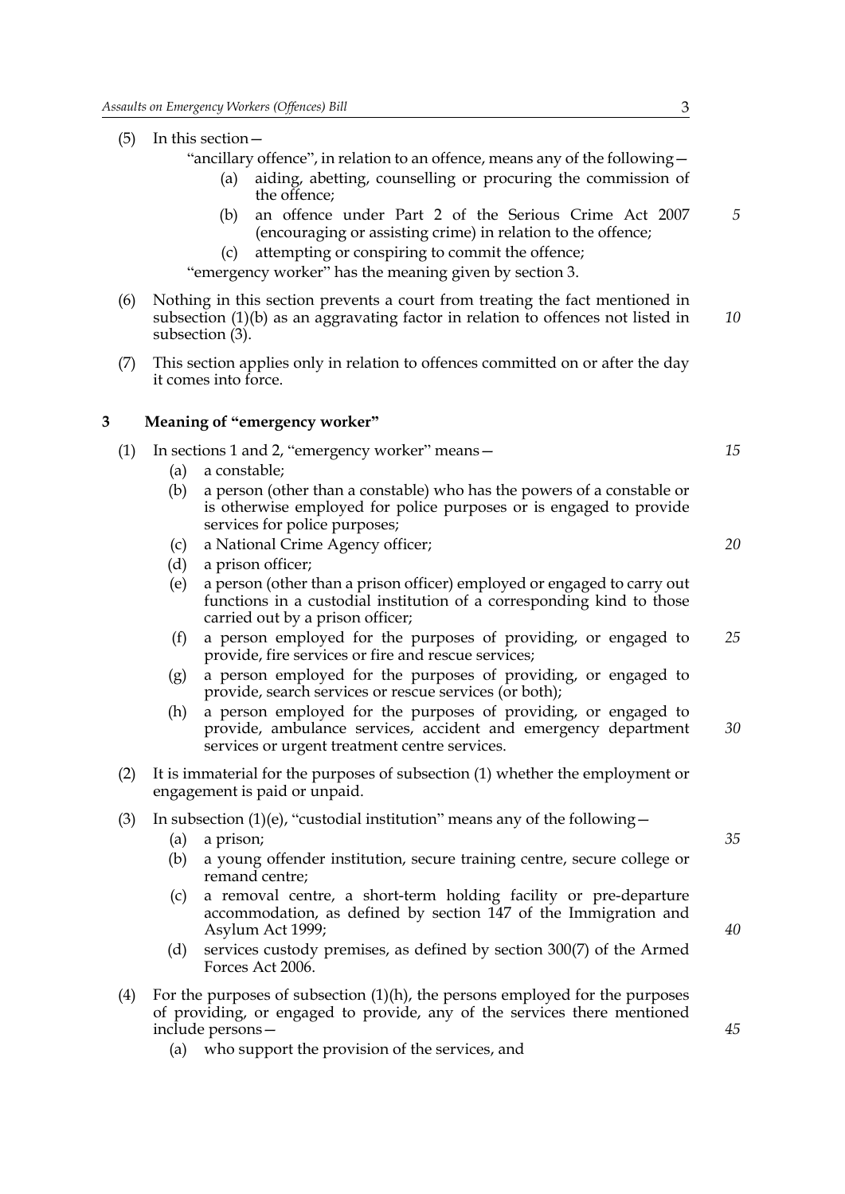(5) In this section—

"ancillary offence", in relation to an offence, means any of the following—

- (a) aiding, abetting, counselling or procuring the commission of the offence;
- (b) an offence under Part 2 of the Serious Crime Act 2007 (encouraging or assisting crime) in relation to the offence;
- (c) attempting or conspiring to commit the offence;

"emergency worker" has the meaning given by section 3.

(6) Nothing in this section prevents a court from treating the fact mentioned in subsection (1)(b) as an aggravating factor in relation to offences not listed in subsection (3).

(7) This section applies only in relation to offences committed on or after the day it comes into force.

## 3 Meaning of "emergency worker"

(1) In sections 1 and 2, "emergency worker" means—

- (a) a constable;
- (b) a person (other than a constable) who has the powers of a constable or is otherwise employed for police purposes or is engaged to provide services for police purposes;
- (c) a National Crime Agency officer;
- (d) a prison officer;
- (e) a person (other than a prison officer) employed or engaged to carry out functions in a custodial institution of a corresponding kind to those carried out by a prison officer;
- (f) a person employed for the purposes of providing, or engaged to provide, fire services or fire and rescue services;
- (g) a person employed for the purposes of providing, or engaged to provide, search services or rescue services (or both);
- (h) a person employed for the purposes of providing, or engaged to provide, ambulance services, accident and emergency department services or urgent treatment centre services.

(2) It is immaterial for the purposes of subsection (1) whether the employment or engagement is paid or unpaid.

(3) In subsection (1)(e), "custodial institution" means any of the following—

- (a) a prison;
- (b) a young offender institution, secure training centre, secure college or remand centre;
- (c) a removal centre, a short-term holding facility or pre-departure accommodation, as defined by section 147 of the Immigration and Asylum Act 1999;
- (d) services custody premises, as defined by section 300(7) of the Armed Forces Act 2006.

(4) For the purposes of subsection (1)(h), the persons employed for the purposes of providing, or engaged to provide, any of the services there mentioned include persons—

- (a) who support the provision of the services, and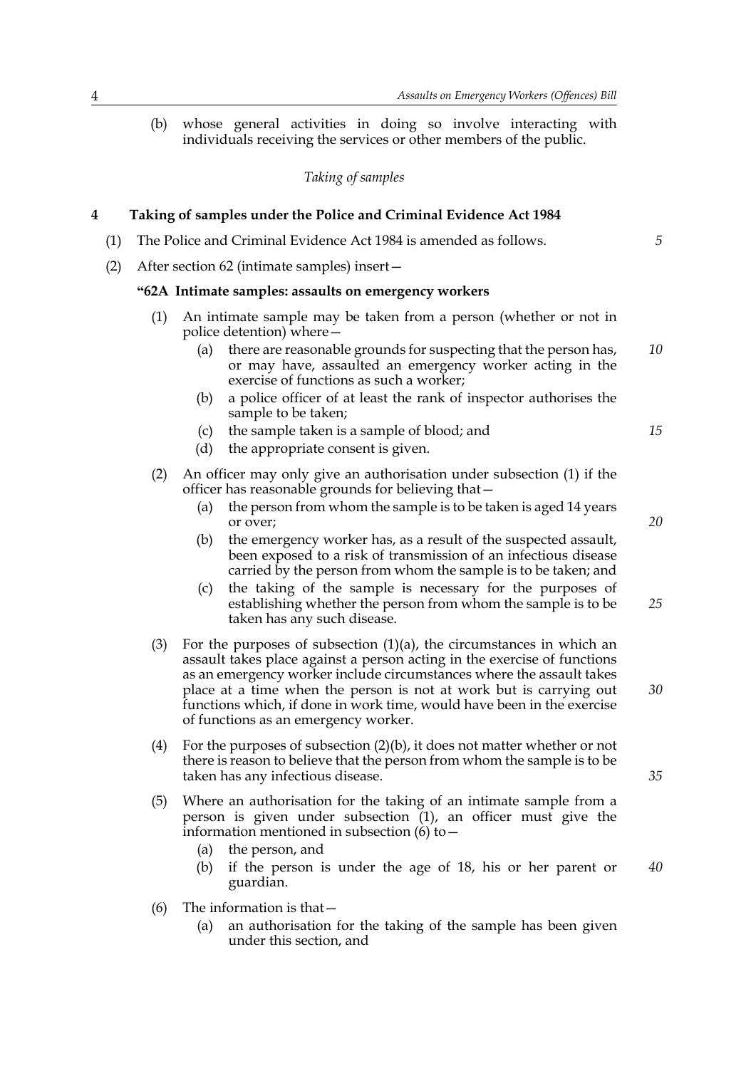(b) whose general activities in doing so involve interacting with individuals receiving the services or other members of the public.

*Taking of samples*

## 4 Taking of samples under the Police and Criminal Evidence Act 1984

(1) The Police and Criminal Evidence Act 1984 is amended as follows.

(2) After section 62 (intimate samples) insert—

**"62A Intimate samples: assaults on emergency workers**

(1) An intimate sample may be taken from a person (whether or not in police detention) where—

(a) there are reasonable grounds for suspecting that the person has, or may have, assaulted an emergency worker acting in the exercise of functions as such a worker;

(b) a police officer of at least the rank of inspector authorises the sample to be taken;

(c) the sample taken is a sample of blood; and

(d) the appropriate consent is given.

(2) An officer may only give an authorisation under subsection (1) if the officer has reasonable grounds for believing that—

(a) the person from whom the sample is to be taken is aged 14 years or over;

(b) the emergency worker has, as a result of the suspected assault, been exposed to a risk of transmission of an infectious disease carried by the person from whom the sample is to be taken; and

(c) the taking of the sample is necessary for the purposes of establishing whether the person from whom the sample is to be taken has any such disease.

(3) For the purposes of subsection (1)(a), the circumstances in which an assault takes place against a person acting in the exercise of functions as an emergency worker include circumstances where the assault takes place at a time when the person is not at work but is carrying out functions which, if done in work time, would have been in the exercise of functions as an emergency worker.

(4) For the purposes of subsection (2)(b), it does not matter whether or not there is reason to believe that the person from whom the sample is to be taken has any infectious disease.

(5) Where an authorisation for the taking of an intimate sample from a person is given under subsection (1), an officer must give the information mentioned in subsection (6) to—

(a) the person, and

(b) if the person is under the age of 18, his or her parent or guardian.

(6) The information is that—

(a) an authorisation for the taking of the sample has been given under this section, and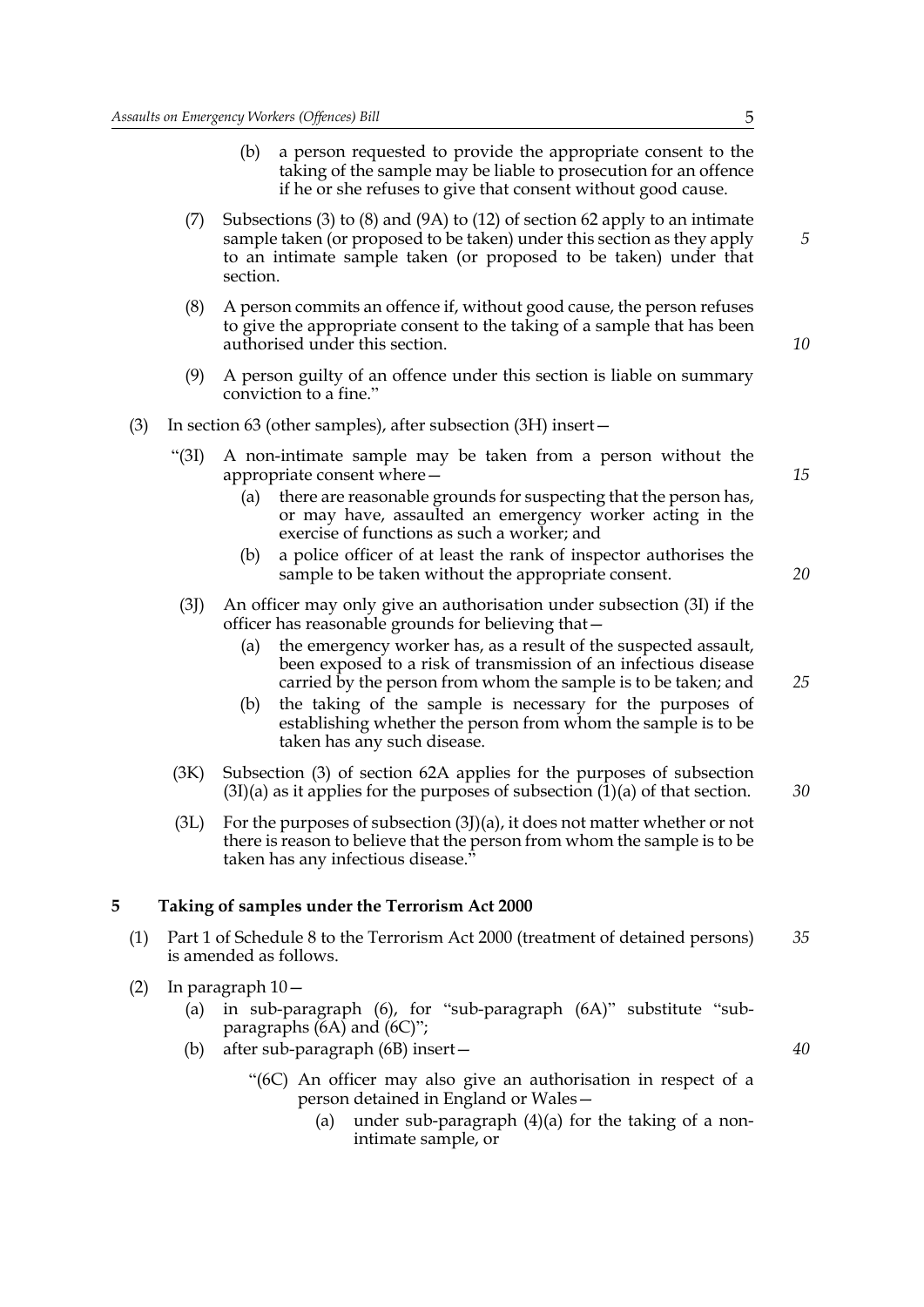(b) a person requested to provide the appropriate consent to the taking of the sample may be liable to prosecution for an offence if he or she refuses to give that consent without good cause.

(7) Subsections (3) to (8) and (9A) to (12) of section 62 apply to an intimate sample taken (or proposed to be taken) under this section as they apply to an intimate sample taken (or proposed to be taken) under that section.

(8) A person commits an offence if, without good cause, the person refuses to give the appropriate consent to the taking of a sample that has been authorised under this section.

(9) A person guilty of an offence under this section is liable on summary conviction to a fine."

(3) In section 63 (other samples), after subsection (3H) insert—

"(3I) A non-intimate sample may be taken from a person without the appropriate consent where—

(a) there are reasonable grounds for suspecting that the person has, or may have, assaulted an emergency worker acting in the exercise of functions as such a worker; and

(b) a police officer of at least the rank of inspector authorises the sample to be taken without the appropriate consent.

(3J) An officer may only give an authorisation under subsection (3I) if the officer has reasonable grounds for believing that—

(a) the emergency worker has, as a result of the suspected assault, been exposed to a risk of transmission of an infectious disease carried by the person from whom the sample is to be taken; and

(b) the taking of the sample is necessary for the purposes of establishing whether the person from whom the sample is to be taken has any such disease.

(3K) Subsection (3) of section 62A applies for the purposes of subsection (3I)(a) as it applies for the purposes of subsection (1)(a) of that section.

(3L) For the purposes of subsection (3J)(a), it does not matter whether or not there is reason to believe that the person from whom the sample is to be taken has any infectious disease."

## 5 Taking of samples under the Terrorism Act 2000

(1) Part 1 of Schedule 8 to the Terrorism Act 2000 (treatment of detained persons) is amended as follows.

(2) In paragraph 10—

(a) in sub-paragraph (6), for "sub-paragraph (6A)" substitute "sub-paragraphs (6A) and (6C)";

(b) after sub-paragraph (6B) insert—

"(6C) An officer may also give an authorisation in respect of a person detained in England or Wales—

(a) under sub-paragraph (4)(a) for the taking of a non-intimate sample, or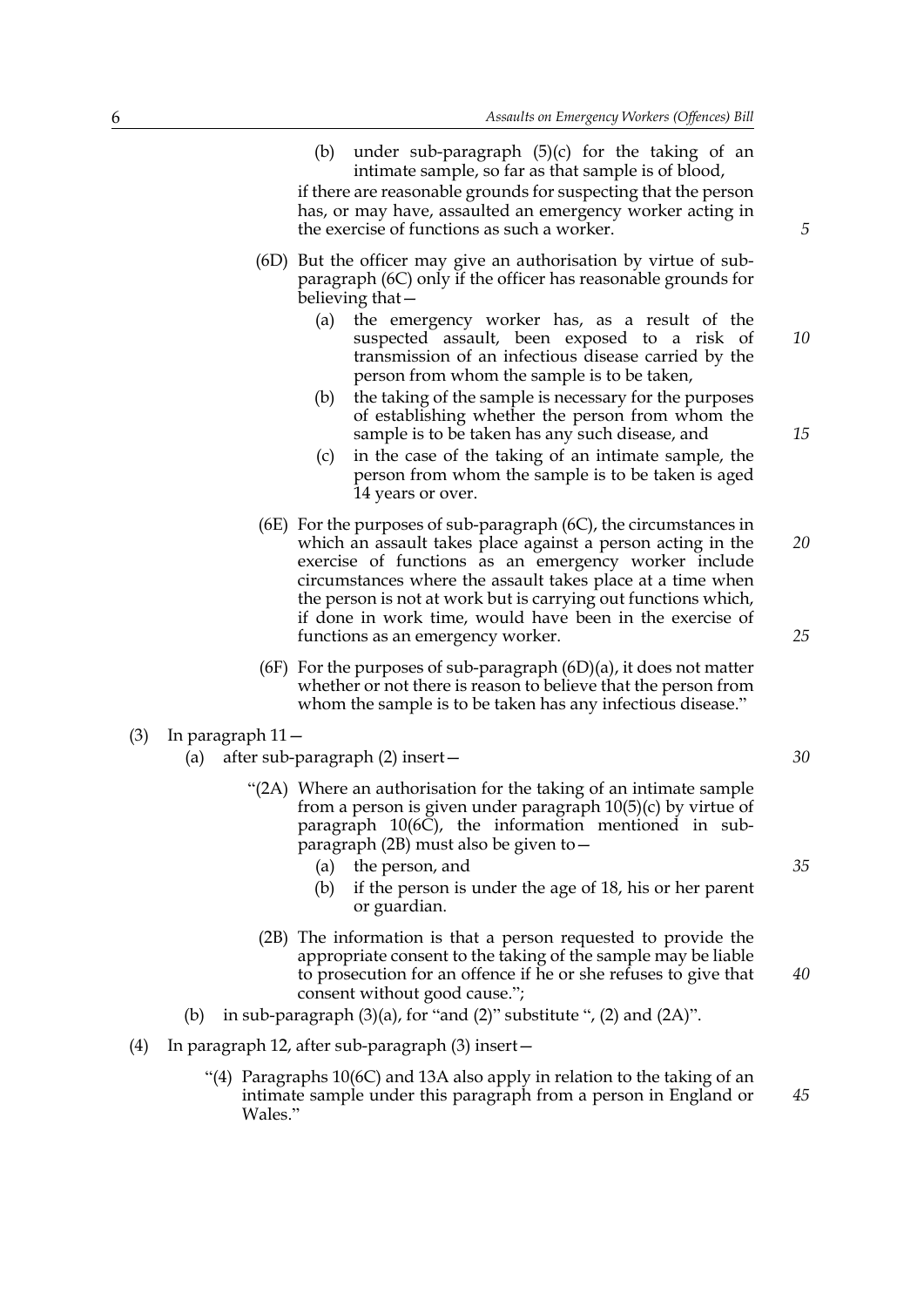(b) under sub-paragraph (5)(c) for the taking of an intimate sample, so far as that sample is of blood,

if there are reasonable grounds for suspecting that the person has, or may have, assaulted an emergency worker acting in the exercise of functions as such a worker.

(6D) But the officer may give an authorisation by virtue of sub-paragraph (6C) only if the officer has reasonable grounds for believing that—

(a) the emergency worker has, as a result of the suspected assault, been exposed to a risk of transmission of an infectious disease carried by the person from whom the sample is to be taken,

(b) the taking of the sample is necessary for the purposes of establishing whether the person from whom the sample is to be taken has any such disease, and

(c) in the case of the taking of an intimate sample, the person from whom the sample is to be taken is aged 14 years or over.

(6E) For the purposes of sub-paragraph (6C), the circumstances in which an assault takes place against a person acting in the exercise of functions as an emergency worker include circumstances where the assault takes place at a time when the person is not at work but is carrying out functions which, if done in work time, would have been in the exercise of functions as an emergency worker.

(6F) For the purposes of sub-paragraph (6D)(a), it does not matter whether or not there is reason to believe that the person from whom the sample is to be taken has any infectious disease."

(3) In paragraph 11—

(a) after sub-paragraph (2) insert—

"(2A) Where an authorisation for the taking of an intimate sample from a person is given under paragraph 10(5)(c) by virtue of paragraph 10(6C), the information mentioned in sub-paragraph (2B) must also be given to—

(a) the person, and

(b) if the person is under the age of 18, his or her parent or guardian.

(2B) The information is that a person requested to provide the appropriate consent to the taking of the sample may be liable to prosecution for an offence if he or she refuses to give that consent without good cause.";

(b) in sub-paragraph (3)(a), for "and (2)" substitute ", (2) and (2A)".

(4) In paragraph 12, after sub-paragraph (3) insert—

"(4) Paragraphs 10(6C) and 13A also apply in relation to the taking of an intimate sample under this paragraph from a person in England or Wales."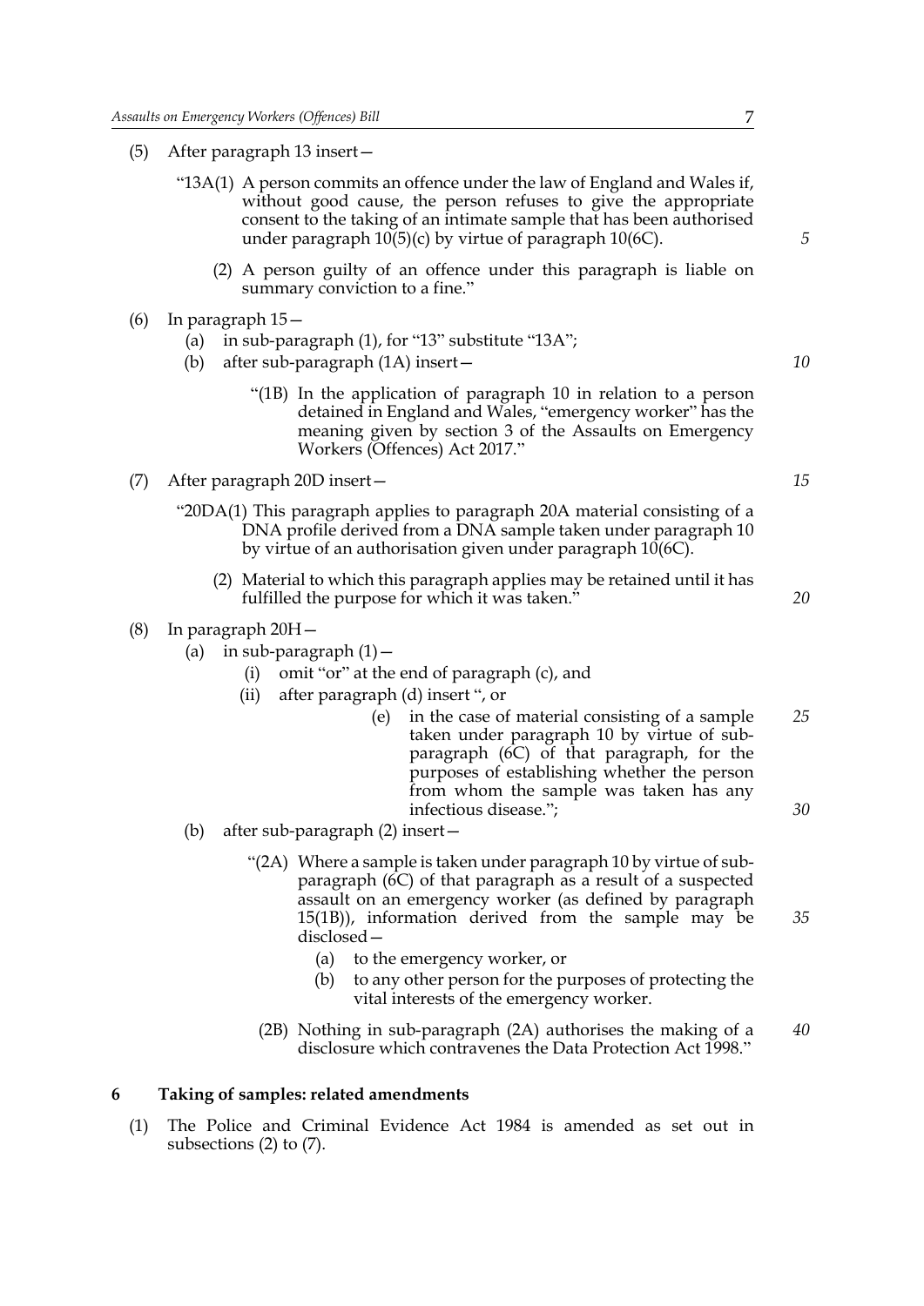(5) After paragraph 13 insert—

"13A(1) A person commits an offence under the law of England and Wales if, without good cause, the person refuses to give the appropriate consent to the taking of an intimate sample that has been authorised under paragraph 10(5)(c) by virtue of paragraph 10(6C).

(2) A person guilty of an offence under this paragraph is liable on summary conviction to a fine."

(6) In paragraph 15—

- (a) in sub-paragraph (1), for "13" substitute "13A";
- (b) after sub-paragraph (1A) insert—

"(1B) In the application of paragraph 10 in relation to a person detained in England and Wales, "emergency worker" has the meaning given by section 3 of the Assaults on Emergency Workers (Offences) Act 2017."

(7) After paragraph 20D insert—

"20DA(1) This paragraph applies to paragraph 20A material consisting of a DNA profile derived from a DNA sample taken under paragraph 10 by virtue of an authorisation given under paragraph 10(6C).

(2) Material to which this paragraph applies may be retained until it has fulfilled the purpose for which it was taken."

(8) In paragraph 20H—

- (a) in sub-paragraph (1)—
  - (i) omit "or" at the end of paragraph (c), and
  - (ii) after paragraph (d) insert ", or
    - (e) in the case of material consisting of a sample taken under paragraph 10 by virtue of sub-paragraph (6C) of that paragraph, for the purposes of establishing whether the person from whom the sample was taken has any infectious disease.";
- (b) after sub-paragraph (2) insert—

"(2A) Where a sample is taken under paragraph 10 by virtue of sub-paragraph (6C) of that paragraph as a result of a suspected assault on an emergency worker (as defined by paragraph 15(1B)), information derived from the sample may be disclosed—

- (a) to the emergency worker, or
- (b) to any other person for the purposes of protecting the vital interests of the emergency worker.

(2B) Nothing in sub-paragraph (2A) authorises the making of a disclosure which contravenes the Data Protection Act 1998."

## 6 Taking of samples: related amendments

(1) The Police and Criminal Evidence Act 1984 is amended as set out in subsections (2) to (7).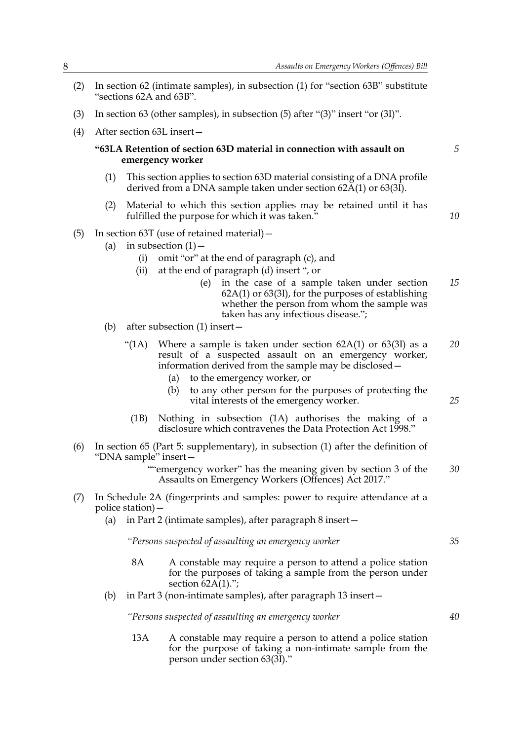(2) In section 62 (intimate samples), in subsection (1) for "section 63B" substitute "sections 62A and 63B".

(3) In section 63 (other samples), in subsection (5) after "(3)" insert "or (3I)".

(4) After section 63L insert—

**"63LA Retention of section 63D material in connection with assault on emergency worker**

(1) This section applies to section 63D material consisting of a DNA profile derived from a DNA sample taken under section 62A(1) or 63(3I).

(2) Material to which this section applies may be retained until it has fulfilled the purpose for which it was taken."

(5) In section 63T (use of retained material)—

(a) in subsection (1)—

(i) omit "or" at the end of paragraph (c), and

(ii) at the end of paragraph (d) insert ", or

(e) in the case of a sample taken under section 62A(1) or 63(3I), for the purposes of establishing whether the person from whom the sample was taken has any infectious disease.";

(b) after subsection (1) insert—

"(1A) Where a sample is taken under section 62A(1) or 63(3I) as a result of a suspected assault on an emergency worker, information derived from the sample may be disclosed—

(a) to the emergency worker, or

(b) to any other person for the purposes of protecting the vital interests of the emergency worker.

(1B) Nothing in subsection (1A) authorises the making of a disclosure which contravenes the Data Protection Act 1998."

(6) In section 65 (Part 5: supplementary), in subsection (1) after the definition of "DNA sample" insert—

""emergency worker" has the meaning given by section 3 of the Assaults on Emergency Workers (Offences) Act 2017."

(7) In Schedule 2A (fingerprints and samples: power to require attendance at a police station)—

(a) in Part 2 (intimate samples), after paragraph 8 insert—

*"Persons suspected of assaulting an emergency worker*

8A A constable may require a person to attend a police station for the purposes of taking a sample from the person under section 62A(1).";

(b) in Part 3 (non-intimate samples), after paragraph 13 insert—

*"Persons suspected of assaulting an emergency worker*

13A A constable may require a person to attend a police station for the purpose of taking a non-intimate sample from the person under section 63(3I)."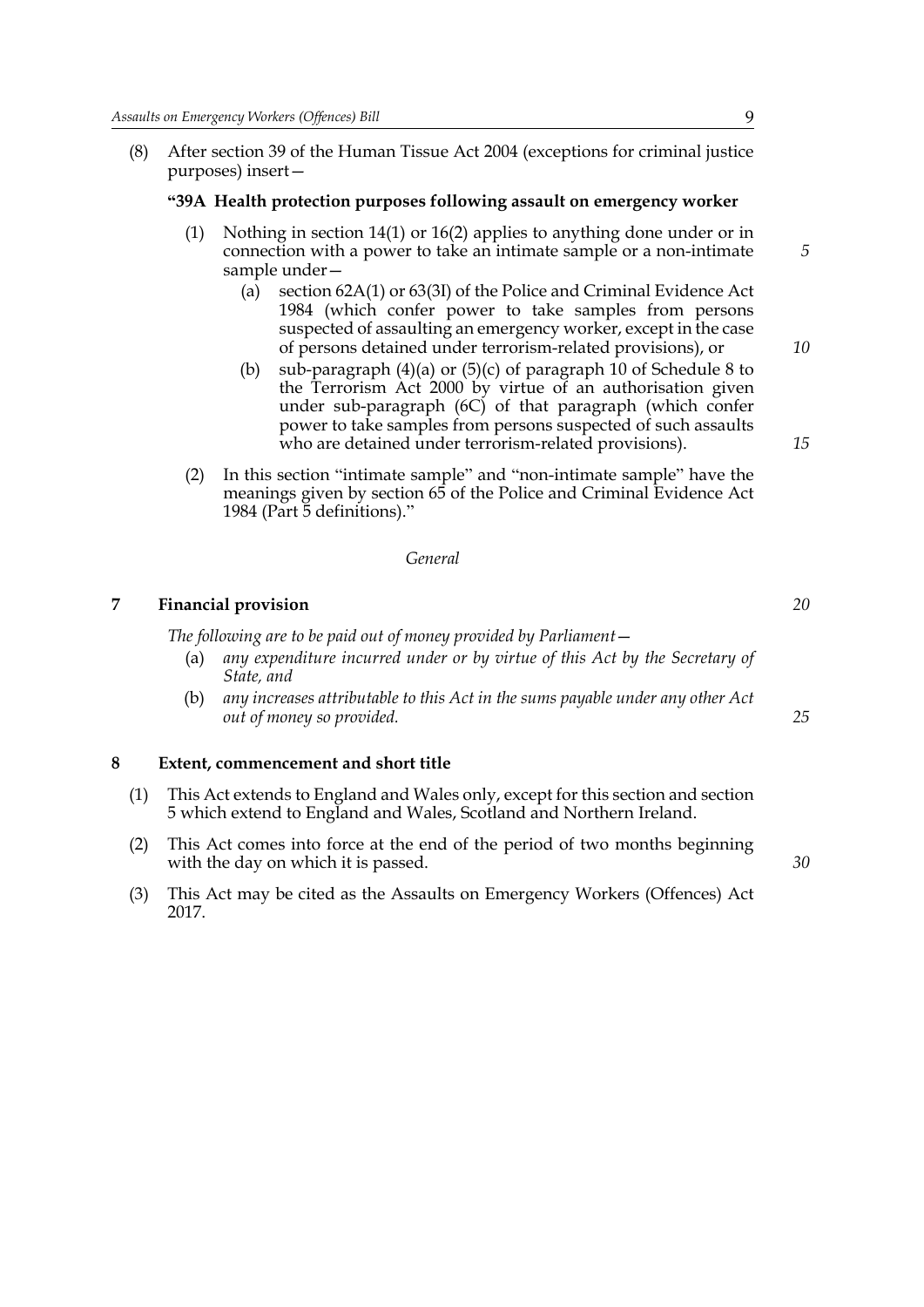(8) After section 39 of the Human Tissue Act 2004 (exceptions for criminal justice purposes) insert—

**"39A Health protection purposes following assault on emergency worker**

(1) Nothing in section 14(1) or 16(2) applies to anything done under or in connection with a power to take an intimate sample or a non-intimate sample under—

(a) section 62A(1) or 63(3I) of the Police and Criminal Evidence Act 1984 (which confer power to take samples from persons suspected of assaulting an emergency worker, except in the case of persons detained under terrorism-related provisions), or

(b) sub-paragraph (4)(a) or (5)(c) of paragraph 10 of Schedule 8 to the Terrorism Act 2000 by virtue of an authorisation given under sub-paragraph (6C) of that paragraph (which confer power to take samples from persons suspected of such assaults who are detained under terrorism-related provisions).

(2) In this section "intimate sample" and "non-intimate sample" have the meanings given by section 65 of the Police and Criminal Evidence Act 1984 (Part 5 definitions)."

*General*

**7 Financial provision**

*The following are to be paid out of money provided by Parliament—*

(a) *any expenditure incurred under or by virtue of this Act by the Secretary of State, and*

(b) *any increases attributable to this Act in the sums payable under any other Act out of money so provided.*

**8 Extent, commencement and short title**

(1) This Act extends to England and Wales only, except for this section and section 5 which extend to England and Wales, Scotland and Northern Ireland.

(2) This Act comes into force at the end of the period of two months beginning with the day on which it is passed.

(3) This Act may be cited as the Assaults on Emergency Workers (Offences) Act 2017.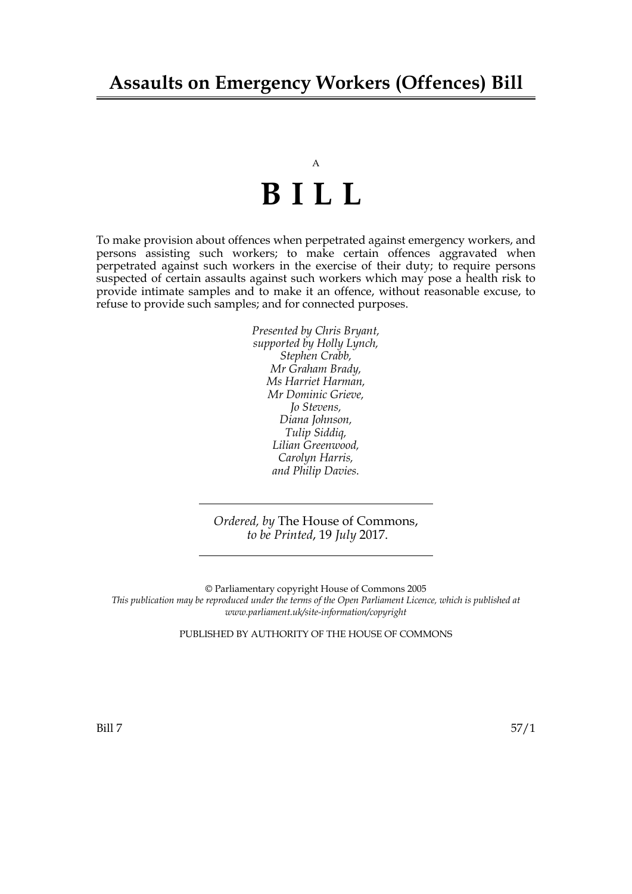# Assaults on Emergency Workers (Offences) Bill

A

# B I L L

To make provision about offences when perpetrated against emergency workers, and persons assisting such workers; to make certain offences aggravated when perpetrated against such workers in the exercise of their duty; to require persons suspected of certain assaults against such workers which may pose a health risk to provide intimate samples and to make it an offence, without reasonable excuse, to refuse to provide such samples; and for connected purposes.

*Presented by Chris Bryant,*
*supported by Holly Lynch,*
*Stephen Crabb,*
*Mr Graham Brady,*
*Ms Harriet Harman,*
*Mr Dominic Grieve,*
*Jo Stevens,*
*Diana Johnson,*
*Tulip Siddiq,*
*Lilian Greenwood,*
*Carolyn Harris,*
*and Philip Davies.*

*Ordered, by* The House of Commons,
*to be Printed*, 19 *July* 2017.

© Parliamentary copyright House of Commons 2005
*This publication may be reproduced under the terms of the Open Parliament Licence, which is published at www.parliament.uk/site-information/copyright*

PUBLISHED BY AUTHORITY OF THE HOUSE OF COMMONS

Bill 7 57/1